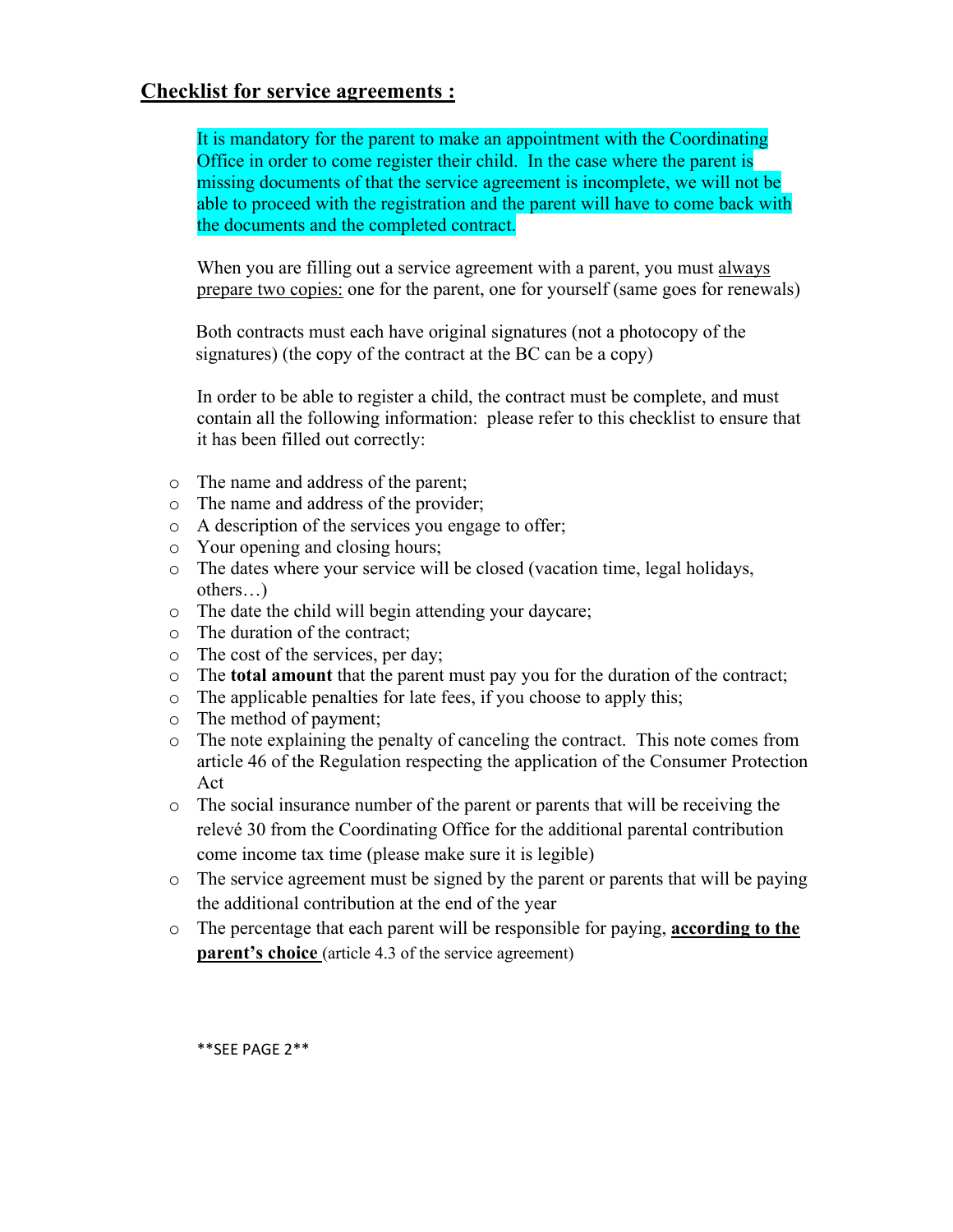## Checklist for service agreements :

It is mandatory for the parent to make an appointment with the Coordinating Office in order to come register their child. In the case where the parent is missing documents of that the service agreement is incomplete, we will not be able to proceed with the registration and the parent will have to come back with the documents and the completed contract.

When you are filling out a service agreement with a parent, you must always prepare two copies: one for the parent, one for yourself (same goes for renewals)

Both contracts must each have original signatures (not a photocopy of the signatures) (the copy of the contract at the BC can be a copy)

In order to be able to register a child, the contract must be complete, and must contain all the following information: please refer to this checklist to ensure that it has been filled out correctly:

- The name and address of the parent;
- The name and address of the provider;
- A description of the services you engage to offer;
- Your opening and closing hours;
- The dates where your service will be closed (vacation time, legal holidays, others…)
- The date the child will begin attending your daycare;
- The duration of the contract;
- The cost of the services, per day;
- The **total amount** that the parent must pay you for the duration of the contract;
- The applicable penalties for late fees, if you choose to apply this;
- The method of payment;
- The note explaining the penalty of canceling the contract. This note comes from article 46 of the Regulation respecting the application of the Consumer Protection Act
- The social insurance number of the parent or parents that will be receiving the relevé 30 from the Coordinating Office for the additional parental contribution come income tax time (please make sure it is legible)
- The service agreement must be signed by the parent or parents that will be paying the additional contribution at the end of the year
- The percentage that each parent will be responsible for paying, **according to the parent's choice** (article 4.3 of the service agreement)

**SEE PAGE 2**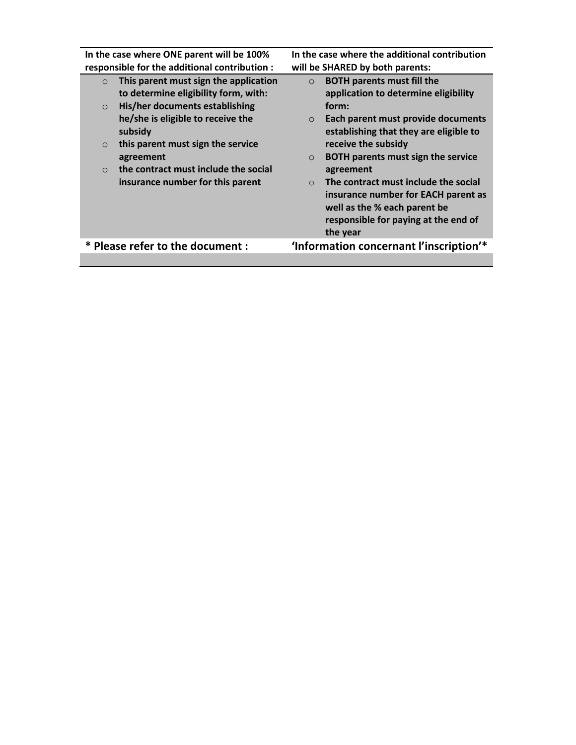| In the case where ONE parent will be 100% responsible for the additional contribution : | In the case where the additional contribution will be SHARED by both parents: |
|---|---|
| <ul><li>**This parent must sign the application to determine eligibility form, with:**</li><li>**His/her documents establishing he/she is eligible to receive the subsidy**</li><li>**this parent must sign the service agreement**</li><li>**the contract must include the social insurance number for this parent**</li></ul> | <ul><li>**BOTH parents must fill the application to determine eligibility form:**</li><li>**Each parent must provide documents establishing that they are eligible to receive the subsidy**</li><li>**BOTH parents must sign the service agreement**</li><li>**The contract must include the social insurance number for EACH parent as well as the % each parent be responsible for paying at the end of the year**</li></ul> |
| **\* Please refer to the document :** | **'Information concernant l'inscription'\*** |